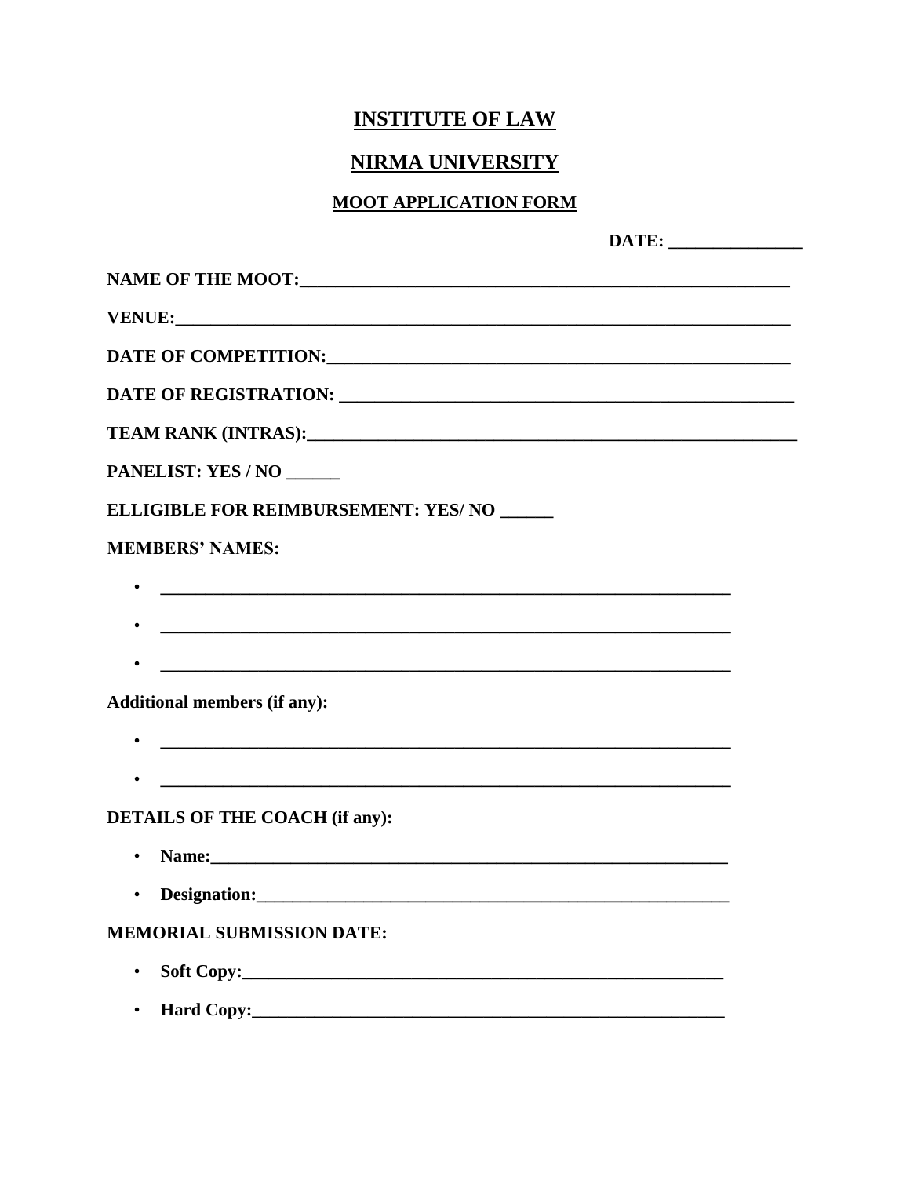# INSTITUTE OF LAW

## NIRMA UNIVERSITY

### MOOT APPLICATION FORM

**DATE: _______________**

**NAME OF THE MOOT:**_________________________________________________________

**VENUE:**_______________________________________________________________________

**DATE OF COMPETITION:**______________________________________________________

**DATE OF REGISTRATION:** ____________________________________________________

**TEAM RANK (INTRAS):**_________________________________________________________

**PANELIST: YES / NO ______**

**ELLIGIBLE FOR REIMBURSEMENT: YES/ NO ______**

**MEMBERS' NAMES:**

- ___________________________________________________________________
- ___________________________________________________________________
- ___________________________________________________________________

**Additional members (if any):**

- ___________________________________________________________________
- ___________________________________________________________________

**DETAILS OF THE COACH (if any):**

- **Name:**_____________________________________________________________
- **Designation:**_______________________________________________________

**MEMORIAL SUBMISSION DATE:**

- **Soft Copy:**_________________________________________________________
- **Hard Copy:**_________________________________________________________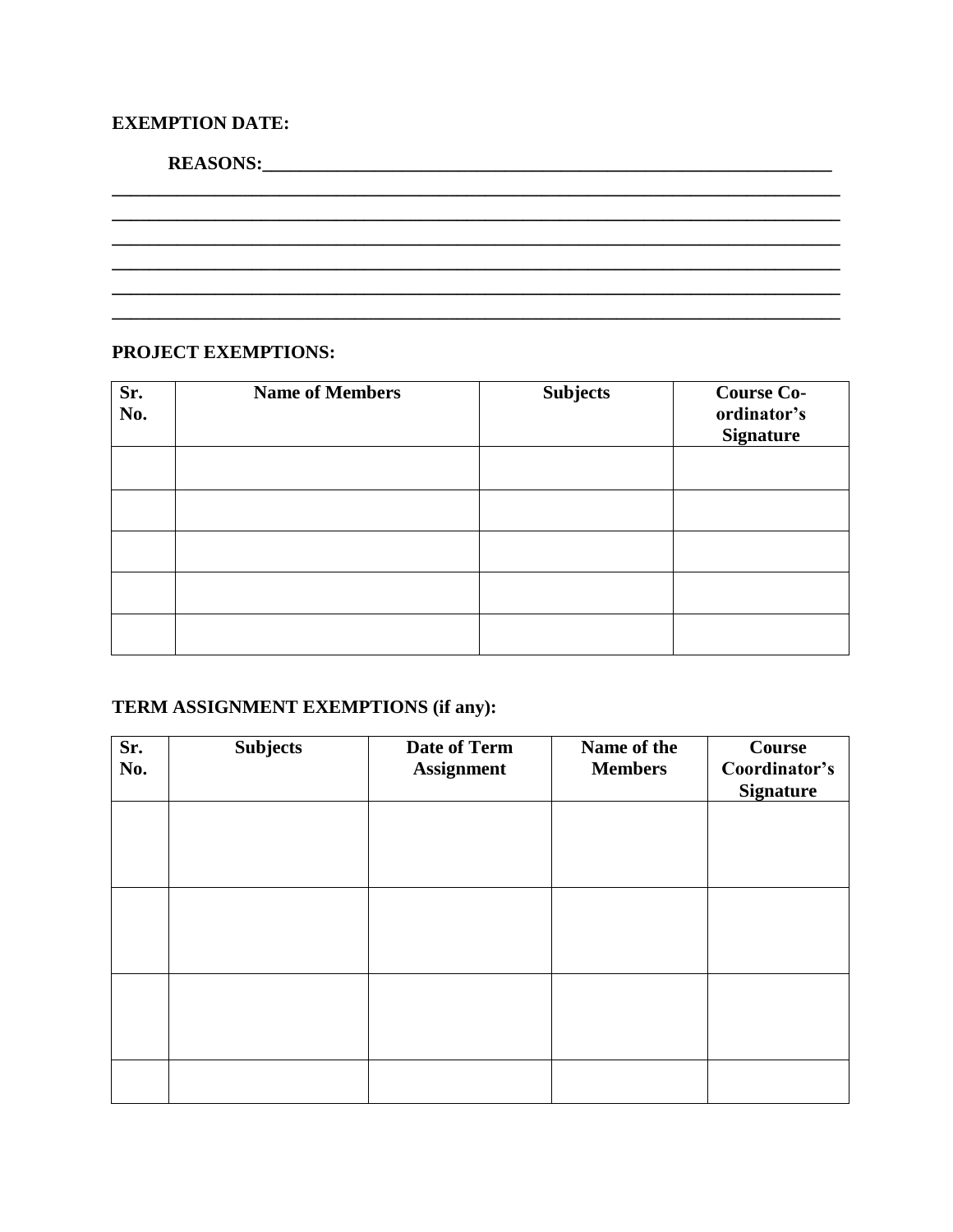**EXEMPTION DATE:**

**REASONS:**\_\_\_\_\_\_\_\_\_\_\_\_\_\_\_\_\_\_\_\_\_\_\_\_\_\_\_\_\_\_\_\_\_\_\_\_\_\_\_\_\_\_\_\_\_\_\_\_\_\_\_\_\_\_\_\_\_\_\_\_\_\_\_\_

\_\_\_\_\_\_\_\_\_\_\_\_\_\_\_\_\_\_\_\_\_\_\_\_\_\_\_\_\_\_\_\_\_\_\_\_\_\_\_\_\_\_\_\_\_\_\_\_\_\_\_\_\_\_\_\_\_\_\_\_\_\_\_\_\_\_\_\_\_\_\_\_\_\_\_\_\_\_

\_\_\_\_\_\_\_\_\_\_\_\_\_\_\_\_\_\_\_\_\_\_\_\_\_\_\_\_\_\_\_\_\_\_\_\_\_\_\_\_\_\_\_\_\_\_\_\_\_\_\_\_\_\_\_\_\_\_\_\_\_\_\_\_\_\_\_\_\_\_\_\_\_\_\_\_\_\_

\_\_\_\_\_\_\_\_\_\_\_\_\_\_\_\_\_\_\_\_\_\_\_\_\_\_\_\_\_\_\_\_\_\_\_\_\_\_\_\_\_\_\_\_\_\_\_\_\_\_\_\_\_\_\_\_\_\_\_\_\_\_\_\_\_\_\_\_\_\_\_\_\_\_\_\_\_\_

\_\_\_\_\_\_\_\_\_\_\_\_\_\_\_\_\_\_\_\_\_\_\_\_\_\_\_\_\_\_\_\_\_\_\_\_\_\_\_\_\_\_\_\_\_\_\_\_\_\_\_\_\_\_\_\_\_\_\_\_\_\_\_\_\_\_\_\_\_\_\_\_\_\_\_\_\_\_

\_\_\_\_\_\_\_\_\_\_\_\_\_\_\_\_\_\_\_\_\_\_\_\_\_\_\_\_\_\_\_\_\_\_\_\_\_\_\_\_\_\_\_\_\_\_\_\_\_\_\_\_\_\_\_\_\_\_\_\_\_\_\_\_\_\_\_\_\_\_\_\_\_\_\_\_\_\_

\_\_\_\_\_\_\_\_\_\_\_\_\_\_\_\_\_\_\_\_\_\_\_\_\_\_\_\_\_\_\_\_\_\_\_\_\_\_\_\_\_\_\_\_\_\_\_\_\_\_\_\_\_\_\_\_\_\_\_\_\_\_\_\_\_\_\_\_\_\_\_\_\_\_\_\_\_\_

**PROJECT EXEMPTIONS:**

| Sr. No. | Name of Members | Subjects | Course Co-ordinator's Signature |
|---|---|---|---|
| | | | |
| | | | |
| | | | |
| | | | |
| | | | |

**TERM ASSIGNMENT EXEMPTIONS (if any):**

| Sr. No. | Subjects | Date of Term Assignment | Name of the Members | Course Coordinator's Signature |
|---|---|---|---|---|
| | | | | |
| | | | | |
| | | | | |
| | | | | |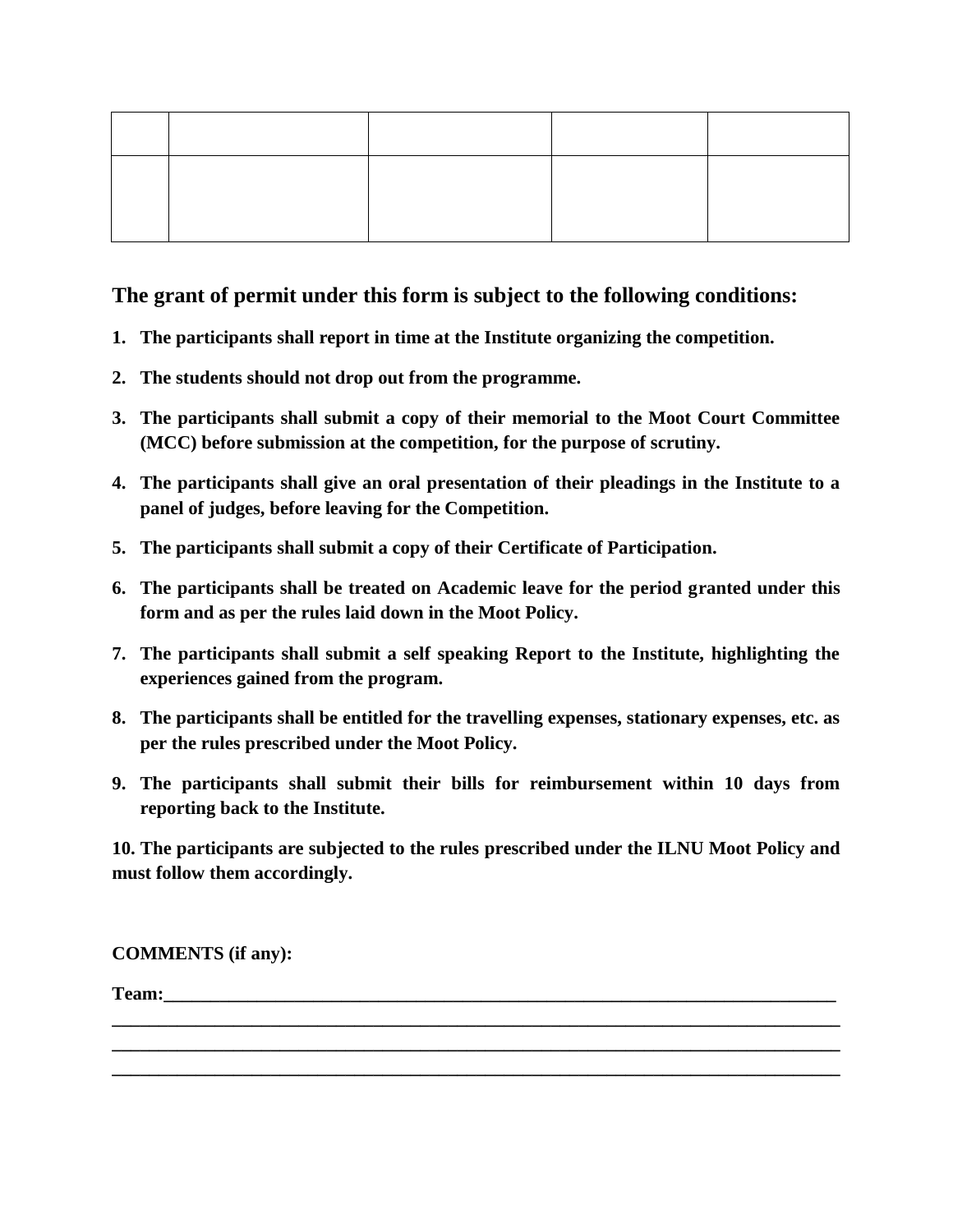| | | | | |
|---|---|---|---|---|
| | | | | |

## The grant of permit under this form is subject to the following conditions:

1. **The participants shall report in time at the Institute organizing the competition.**
2. **The students should not drop out from the programme.**
3. **The participants shall submit a copy of their memorial to the Moot Court Committee (MCC) before submission at the competition, for the purpose of scrutiny.**
4. **The participants shall give an oral presentation of their pleadings in the Institute to a panel of judges, before leaving for the Competition.**
5. **The participants shall submit a copy of their Certificate of Participation.**
6. **The participants shall be treated on Academic leave for the period granted under this form and as per the rules laid down in the Moot Policy.**
7. **The participants shall submit a self speaking Report to the Institute, highlighting the experiences gained from the program.**
8. **The participants shall be entitled for the travelling expenses, stationary expenses, etc. as per the rules prescribed under the Moot Policy.**
9. **The participants shall submit their bills for reimbursement within 10 days from reporting back to the Institute.**

**10. The participants are subjected to the rules prescribed under the ILNU Moot Policy and must follow them accordingly.**

**COMMENTS (if any):**

**Team:_____________________________________________________________________________**

**_________________________________________________________________________________**

**_________________________________________________________________________________**

**_________________________________________________________________________________**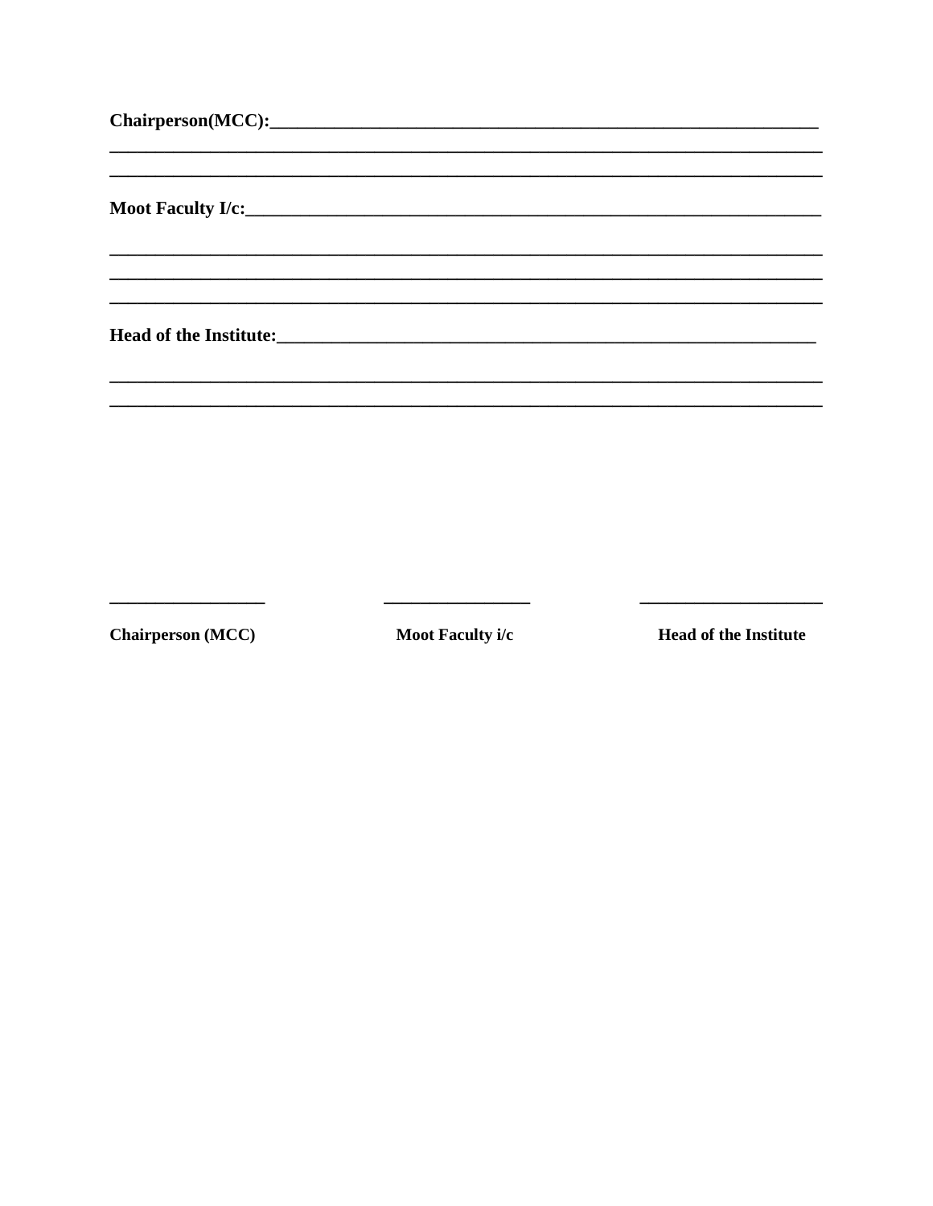**Chairperson(MCC):**_______________________________________________________________

______________________________________________________________________________

______________________________________________________________________________

**Moot Faculty I/c:**_________________________________________________________________

______________________________________________________________________________

______________________________________________________________________________

______________________________________________________________________________

**Head of the Institute:**_____________________________________________________________

______________________________________________________________________________

______________________________________________________________________________

| | | |
|---|---|---|
| _________________ | _________________ | ____________________ |
| **Chairperson (MCC)** | **Moot Faculty i/c** | **Head of the Institute** |